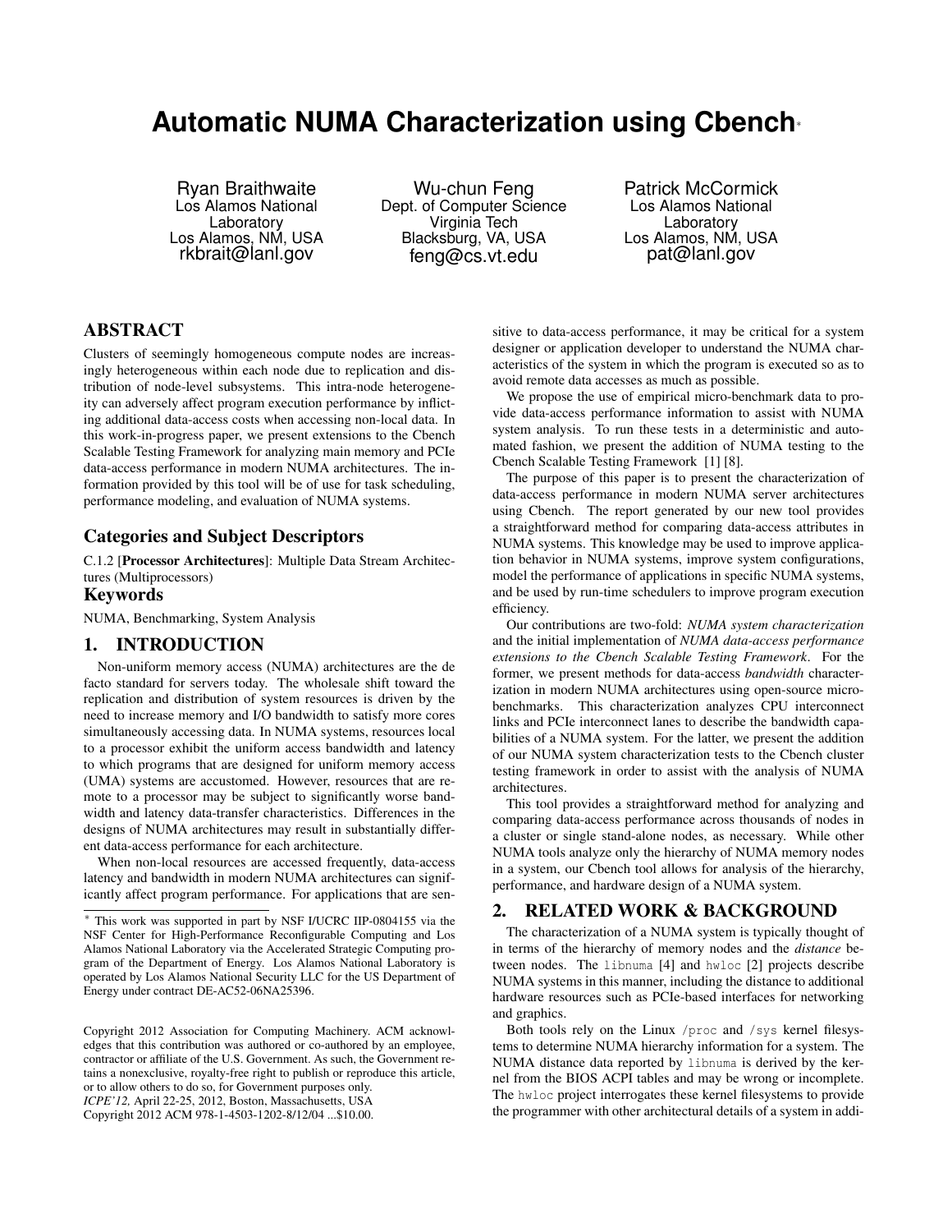# Automatic NUMA Characterization using Cbench*

Ryan Braithwaite
Los Alamos National Laboratory
Los Alamos, NM, USA
rkbrait@lanl.gov

Wu-chun Feng
Dept. of Computer Science
Virginia Tech
Blacksburg, VA, USA
feng@cs.vt.edu

Patrick McCormick
Los Alamos National Laboratory
Los Alamos, NM, USA
pat@lanl.gov

## ABSTRACT

Clusters of seemingly homogeneous compute nodes are increasingly heterogeneous within each node due to replication and distribution of node-level subsystems. This intra-node heterogeneity can adversely affect program execution performance by inflicting additional data-access costs when accessing non-local data. In this work-in-progress paper, we present extensions to the Cbench Scalable Testing Framework for analyzing main memory and PCIe data-access performance in modern NUMA architectures. The information provided by this tool will be of use for task scheduling, performance modeling, and evaluation of NUMA systems.

### Categories and Subject Descriptors

C.1.2 [**Processor Architectures**]: Multiple Data Stream Architectures (Multiprocessors)

### Keywords

NUMA, Benchmarking, System Analysis

## 1. INTRODUCTION

Non-uniform memory access (NUMA) architectures are the de facto standard for servers today. The wholesale shift toward the replication and distribution of system resources is driven by the need to increase memory and I/O bandwidth to satisfy more cores simultaneously accessing data. In NUMA systems, resources local to a processor exhibit the uniform access bandwidth and latency to which programs that are designed for uniform memory access (UMA) systems are accustomed. However, resources that are remote to a processor may be subject to significantly worse bandwidth and latency data-transfer characteristics. Differences in the designs of NUMA architectures may result in substantially different data-access performance for each architecture.

When non-local resources are accessed frequently, data-access latency and bandwidth in modern NUMA architectures can significantly affect program performance. For applications that are sensitive to data-access performance, it may be critical for a system designer or application developer to understand the NUMA characteristics of the system in which the program is executed so as to avoid remote data accesses as much as possible.

We propose the use of empirical micro-benchmark data to provide data-access performance information to assist with NUMA system analysis. To run these tests in a deterministic and automated fashion, we present the addition of NUMA testing to the Cbench Scalable Testing Framework [1] [8].

The purpose of this paper is to present the characterization of data-access performance in modern NUMA server architectures using Cbench. The report generated by our new tool provides a straightforward method for comparing data-access attributes in NUMA systems. This knowledge may be used to improve application behavior in NUMA systems, improve system configurations, model the performance of applications in specific NUMA systems, and be used by run-time schedulers to improve program execution efficiency.

Our contributions are two-fold: *NUMA system characterization* and the initial implementation of *NUMA data-access performance extensions to the Cbench Scalable Testing Framework*. For the former, we present methods for data-access *bandwidth* characterization in modern NUMA architectures using open-source micro-benchmarks. This characterization analyzes CPU interconnect links and PCIe interconnect lanes to describe the bandwidth capabilities of a NUMA system. For the latter, we present the addition of our NUMA system characterization tests to the Cbench cluster testing framework in order to assist with the analysis of NUMA architectures.

This tool provides a straightforward method for analyzing and comparing data-access performance across thousands of nodes in a cluster or single stand-alone nodes, as necessary. While other NUMA tools analyze only the hierarchy of NUMA memory nodes in a system, our Cbench tool allows for analysis of the hierarchy, performance, and hardware design of a NUMA system.

## 2. RELATED WORK & BACKGROUND

The characterization of a NUMA system is typically thought of in terms of the hierarchy of memory nodes and the *distance* between nodes. The `libnuma` [4] and `hwloc` [2] projects describe NUMA systems in this manner, including the distance to additional hardware resources such as PCIe-based interfaces for networking and graphics.

Both tools rely on the Linux `/proc` and `/sys` kernel filesystems to determine NUMA hierarchy information for a system. The NUMA distance data reported by `libnuma` is derived by the kernel from the BIOS ACPI tables and may be wrong or incomplete. The `hwloc` project interrogates these kernel filesystems to provide the programmer with other architectural details of a system in addi-

---

* This work was supported in part by NSF I/UCRC IIP-0804155 via the NSF Center for High-Performance Reconfigurable Computing and Los Alamos National Laboratory via the Accelerated Strategic Computing program of the Department of Energy. Los Alamos National Laboratory is operated by Los Alamos National Security LLC for the US Department of Energy under contract DE-AC52-06NA25396.

Copyright 2012 Association for Computing Machinery. ACM acknowledges that this contribution was authored or co-authored by an employee, contractor or affiliate of the U.S. Government. As such, the Government retains a nonexclusive, royalty-free right to publish or reproduce this article, or to allow others to do so, for Government purposes only.
*ICPE'12,* April 22-25, 2012, Boston, Massachusetts, USA
Copyright 2012 ACM 978-1-4503-1202-8/12/04 ...$10.00.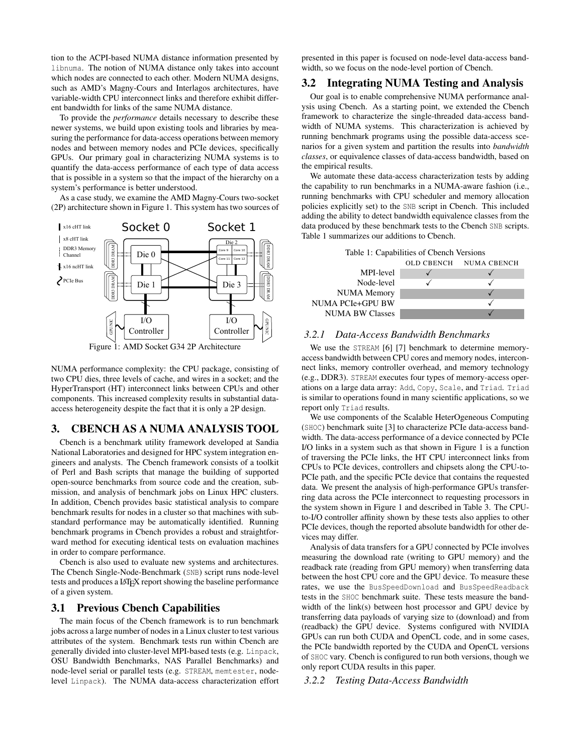tion to the ACPI-based NUMA distance information presented by libnuma. The notion of NUMA distance only takes into account which nodes are connected to each other. Modern NUMA designs, such as AMD's Magny-Cours and Interlagos architectures, have variable-width CPU interconnect links and therefore exhibit different bandwidth for links of the same NUMA distance.

To provide the *performance* details necessary to describe these newer systems, we build upon existing tools and libraries by measuring the performance for data-access operations between memory nodes and between memory nodes and PCIe devices, specifically GPUs. Our primary goal in characterizing NUMA systems is to quantify the data-access performance of each type of data access that is possible in a system so that the impact of the hierarchy on a system's performance is better understood.

As a case study, we examine the AMD Magny-Cours two-socket (2P) architecture shown in Figure 1. This system has two sources of NUMA performance complexity: the CPU package, consisting of two CPU dies, three levels of cache, and wires in a socket; and the HyperTransport (HT) interconnect links between CPUs and other components. This increased complexity results in substantial data-access heterogeneity despite the fact that it is only a 2P design.

x16 cHT link
x8 cHT link
DDR3 Memory Channel
x16 ncHT link
PCIe Bus
Socket 0
Socket 1
Die 0
Die 1
Die 2
Die 3
Core 9
Core 10
Core 11
Core 12
DDR3 DRAM
I/O Controller
I/O Controller
GPU/NIC
GPU/NIC

Figure 1: AMD Socket G34 2P Architecture

## 3. CBENCH AS A NUMA ANALYSIS TOOL

Cbench is a benchmark utility framework developed at Sandia National Laboratories and designed for HPC system integration engineers and analysts. The Cbench framework consists of a toolkit of Perl and Bash scripts that manage the building of supported open-source benchmarks from source code and the creation, submission, and analysis of benchmark jobs on Linux HPC clusters. In addition, Cbench provides basic statistical analysis to compare benchmark results for nodes in a cluster so that machines with substandard performance may be automatically identified. Running benchmark programs in Cbench provides a robust and straightforward method for executing identical tests on evaluation machines in order to compare performance.

Cbench is also used to evaluate new systems and architectures. The Cbench Single-Node-Benchmark (SNB) script runs node-level tests and produces a LaTeX report showing the baseline performance of a given system.

### 3.1 Previous Cbench Capabilities

The main focus of the Cbench framework is to run benchmark jobs across a large number of nodes in a Linux cluster to test various attributes of the system. Benchmark tests run within Cbench are generally divided into cluster-level MPI-based tests (e.g. Linpack, OSU Bandwidth Benchmarks, NAS Parallel Benchmarks) and node-level serial or parallel tests (e.g. STREAM, memtester, node-level Linpack). The NUMA data-access characterization effort presented in this paper is focused on node-level data-access bandwidth, so we focus on the node-level portion of Cbench.

### 3.2 Integrating NUMA Testing and Analysis

Our goal is to enable comprehensive NUMA performance analysis using Cbench. As a starting point, we extended the Cbench framework to characterize the single-threaded data-access bandwidth of NUMA systems. This characterization is achieved by running benchmark programs using the possible data-access scenarios for a given system and partition the results into *bandwidth classes*, or equivalence classes of data-access bandwidth, based on the empirical results.

We automate these data-access characterization tests by adding the capability to run benchmarks in a NUMA-aware fashion (i.e., running benchmarks with CPU scheduler and memory allocation policies explicitly set) to the SNB script in Cbench. This included adding the ability to detect bandwidth equivalence classes from the data produced by these benchmark tests to the Cbench SNB scripts. Table 1 summarizes our additions to Cbench.

Table 1: Capabilities of Cbench Versions

| | OLD CBENCH | NUMA CBENCH |
|---|---|---|
| MPI-level | ✓ | ✓ |
| Node-level | ✓ | ✓ |
| NUMA Memory | | ✓ |
| NUMA PCIe+GPU BW | | ✓ |
| NUMA BW Classes | | ✓ |

#### 3.2.1 Data-Access Bandwidth Benchmarks

We use the STREAM [6] [7] benchmark to determine memory-access bandwidth between CPU cores and memory nodes, interconnect links, memory controller overhead, and memory technology (e.g., DDR3). STREAM executes four types of memory-access operations on a large data array: Add, Copy, Scale, and Triad. Triad is similar to operations found in many scientific applications, so we report only Triad results.

We use components of the Scalable HeterOgeneous Computing (SHOC) benchmark suite [3] to characterize PCIe data-access bandwidth. The data-access performance of a device connected by PCIe I/O links in a system such as that shown in Figure 1 is a function of traversing the PCIe links, the HT CPU interconnect links from CPUs to PCIe devices, controllers and chipsets along the CPU-to-PCIe path, and the specific PCIe device that contains the requested data. We present the analysis of high-performance GPUs transferring data across the PCIe interconnect to requesting processors in the system shown in Figure 1 and described in Table 3. The CPU-to-I/O controller affinity shown by these tests also applies to other PCIe devices, though the reported absolute bandwidth for other devices may differ.

Analysis of data transfers for a GPU connected by PCIe involves measuring the download rate (writing to GPU memory) and the readback rate (reading from GPU memory) when transferring data between the host CPU core and the GPU device. To measure these rates, we use the BusSpeedDownload and BusSpeedReadback tests in the SHOC benchmark suite. These tests measure the bandwidth of the link(s) between host processor and GPU device by transferring data payloads of varying size to (download) and from (readback) the GPU device. Systems configured with NVIDIA GPUs can run both CUDA and OpenCL code, and in some cases, the PCIe bandwidth reported by the CUDA and OpenCL versions of SHOC vary. Cbench is configured to run both versions, though we only report CUDA results in this paper.

#### 3.2.2 Testing Data-Access Bandwidth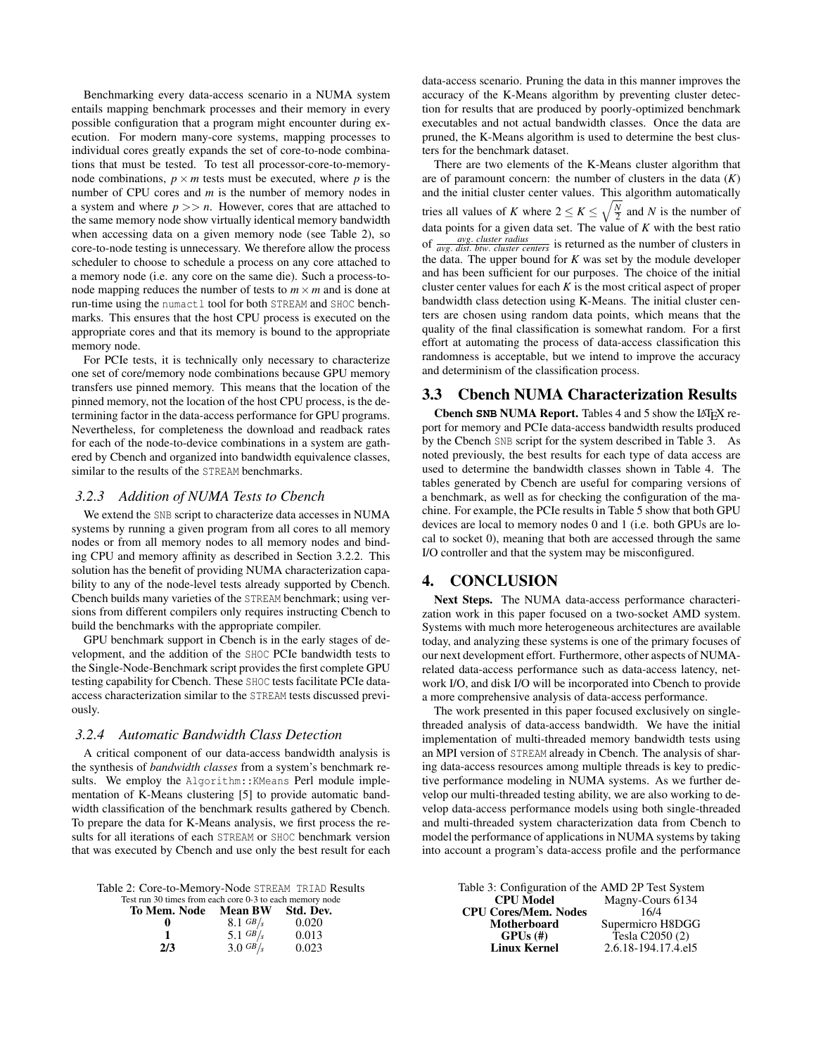Benchmarking every data-access scenario in a NUMA system entails mapping benchmark processes and their memory in every possible configuration that a program might encounter during execution. For modern many-core systems, mapping processes to individual cores greatly expands the set of core-to-node combinations that must be tested. To test all processor-core-to-memory-node combinations, $p \times m$ tests must be executed, where $p$ is the number of CPU cores and $m$ is the number of memory nodes in a system and where $p >> n$. However, cores that are attached to the same memory node show virtually identical memory bandwidth when accessing data on a given memory node (see Table 2), so core-to-node testing is unnecessary. We therefore allow the process scheduler to choose to schedule a process on any core attached to a memory node (i.e. any core on the same die). Such a process-to-node mapping reduces the number of tests to $m \times m$ and is done at run-time using the `numactl` tool for both `STREAM` and `SHOC` benchmarks. This ensures that the host CPU process is executed on the appropriate cores and that its memory is bound to the appropriate memory node.

For PCIe tests, it is technically only necessary to characterize one set of core/memory node combinations because GPU memory transfers use pinned memory. This means that the location of the pinned memory, not the location of the host CPU process, is the determining factor in the data-access performance for GPU programs. Nevertheless, for completeness the download and readback rates for each of the node-to-device combinations in a system are gathered by Cbench and organized into bandwidth equivalence classes, similar to the results of the `STREAM` benchmarks.

### 3.2.3 Addition of NUMA Tests to Cbench

We extend the `SNB` script to characterize data accesses in NUMA systems by running a given program from all cores to all memory nodes or from all memory nodes to all memory nodes and binding CPU and memory affinity as described in Section 3.2.2. This solution has the benefit of providing NUMA characterization capability to any of the node-level tests already supported by Cbench. Cbench builds many varieties of the `STREAM` benchmark; using versions from different compilers only requires instructing Cbench to build the benchmarks with the appropriate compiler.

GPU benchmark support in Cbench is in the early stages of development, and the addition of the `SHOC` PCIe bandwidth tests to the Single-Node-Benchmark script provides the first complete GPU testing capability for Cbench. These `SHOC` tests facilitate PCIe data-access characterization similar to the `STREAM` tests discussed previously.

### 3.2.4 Automatic Bandwidth Class Detection

A critical component of our data-access bandwidth analysis is the synthesis of *bandwidth classes* from a system's benchmark results. We employ the `Algorithm::KMeans` Perl module implementation of K-Means clustering [5] to provide automatic bandwidth classification of the benchmark results gathered by Cbench. To prepare the data for K-Means analysis, we first process the results for all iterations of each `STREAM` or `SHOC` benchmark version that was executed by Cbench and use only the best result for each data-access scenario. Pruning the data in this manner improves the accuracy of the K-Means algorithm by preventing cluster detection for results that are produced by poorly-optimized benchmark executables and not actual bandwidth classes. Once the data are pruned, the K-Means algorithm is used to determine the best clusters for the benchmark dataset.

There are two elements of the K-Means cluster algorithm that are of paramount concern: the number of clusters in the data ($K$) and the initial cluster center values. This algorithm automatically tries all values of $K$ where $2 \leq K \leq \sqrt{\frac{N}{2}}$ and $N$ is the number of data points for a given data set. The value of $K$ with the best ratio of $\frac{\text{avg. cluster radius}}{\text{avg. dist. btw. cluster centers}}$ is returned as the number of clusters in the data. The upper bound for $K$ was set by the module developer and has been sufficient for our purposes. The choice of the initial cluster center values for each $K$ is the most critical aspect of proper bandwidth class detection using K-Means. The initial cluster centers are chosen using random data points, which means that the quality of the final classification is somewhat random. For a first effort at automating the process of data-access classification this randomness is acceptable, but we intend to improve the accuracy and determinism of the classification process.

## 3.3 Cbench NUMA Characterization Results

**Cbench `SNB` NUMA Report.** Tables 4 and 5 show the LaTeX report for memory and PCIe data-access bandwidth results produced by the Cbench `SNB` script for the system described in Table 3. As noted previously, the best results for each type of data access are used to determine the bandwidth classes shown in Table 4. The tables generated by Cbench are useful for comparing versions of a benchmark, as well as for checking the configuration of the machine. For example, the PCIe results in Table 5 show that both GPU devices are local to memory nodes 0 and 1 (i.e. both GPUs are local to socket 0), meaning that both are accessed through the same I/O controller and that the system may be misconfigured.

# 4. CONCLUSION

**Next Steps.** The NUMA data-access performance characterization work in this paper focused on a two-socket AMD system. Systems with much more heterogeneous architectures are available today, and analyzing these systems is one of the primary focuses of our next development effort. Furthermore, other aspects of NUMA-related data-access performance such as data-access latency, network I/O, and disk I/O will be incorporated into Cbench to provide a more comprehensive analysis of data-access performance.

The work presented in this paper focused exclusively on single-threaded analysis of data-access bandwidth. We have the initial implementation of multi-threaded memory bandwidth tests using an MPI version of `STREAM` already in Cbench. The analysis of sharing data-access resources among multiple threads is key to predictive performance modeling in NUMA systems. As we further develop our multi-threaded testing ability, we are also working to develop data-access performance models using both single-threaded and multi-threaded system characterization data from Cbench to model the performance of applications in NUMA systems by taking into account a program's data-access profile and the performance

Table 2: Core-to-Memory-Node `STREAM TRIAD` Results
Test run 30 times from each core 0-3 to each memory node

| To Mem. Node | Mean BW | Std. Dev. |
|---|---|---|
| **0** | 8.1 $GB/s$ | 0.020 |
| **1** | 5.1 $GB/s$ | 0.013 |
| **2/3** | 3.0 $GB/s$ | 0.023 |

Table 3: Configuration of the AMD 2P Test System

| | |
|---|---|
| **CPU Model** | Magny-Cours 6134 |
| **CPU Cores/Mem. Nodes** | 16/4 |
| **Motherboard** | Supermicro H8DGG |
| **GPUs (#)** | Tesla C2050 (2) |
| **Linux Kernel** | 2.6.18-194.17.4.el5 |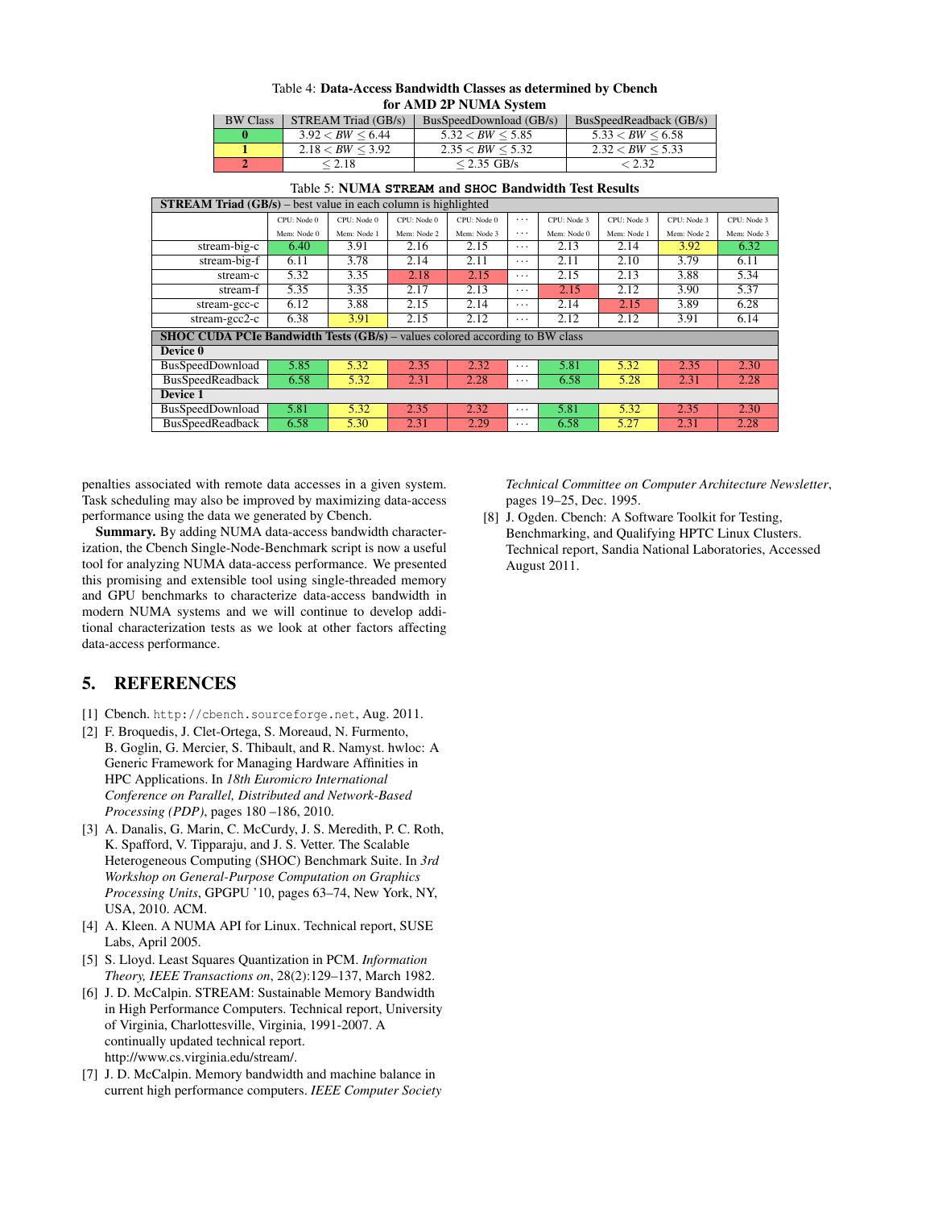Table 4: **Data-Access Bandwidth Classes as determined by Cbench for AMD 2P NUMA System**

| BW Class | STREAM Triad (GB/s) | BusSpeedDownload (GB/s) | BusSpeedReadback (GB/s) |
|---|---|---|---|
| **0** | $3.92 < BW \leq 6.44$ | $5.32 < BW \leq 5.85$ | $5.33 < BW \leq 6.58$ |
| **1** | $2.18 < BW \leq 3.92$ | $2.35 < BW \leq 5.32$ | $2.32 < BW \leq 5.33$ |
| **2** | $\leq 2.18$ | $\leq 2.35$ GB/s | $< 2.32$ |

Table 5: **NUMA STREAM and SHOC Bandwidth Test Results**

| **STREAM Triad (GB/s)** – best value in each column is highlighted | | | | | | | | | |
|---|---|---|---|---|---|---|---|---|---|
| | CPU: Node 0 Mem: Node 0 | CPU: Node 0 Mem: Node 1 | CPU: Node 0 Mem: Node 2 | CPU: Node 0 Mem: Node 3 | ··· | CPU: Node 3 Mem: Node 0 | CPU: Node 3 Mem: Node 1 | CPU: Node 3 Mem: Node 2 | CPU: Node 3 Mem: Node 3 |
| stream-big-c | 6.40 | 3.91 | 2.16 | 2.15 | ··· | 2.13 | 2.14 | 3.92 | 6.32 |
| stream-big-f | 6.11 | 3.78 | 2.14 | 2.11 | ··· | 2.11 | 2.10 | 3.79 | 6.11 |
| stream-c | 5.32 | 3.35 | 2.18 | 2.15 | ··· | 2.15 | 2.13 | 3.88 | 5.34 |
| stream-f | 5.35 | 3.35 | 2.17 | 2.13 | ··· | 2.15 | 2.12 | 3.90 | 5.37 |
| stream-gcc-c | 6.12 | 3.88 | 2.15 | 2.14 | ··· | 2.14 | 2.15 | 3.89 | 6.28 |
| stream-gcc2-c | 6.38 | 3.91 | 2.15 | 2.12 | ··· | 2.12 | 2.12 | 3.91 | 6.14 |
| **SHOC CUDA PCIe Bandwidth Tests (GB/s)** – values colored according to BW class | | | | | | | | | |
| **Device 0** | | | | | | | | | |
| BusSpeedDownload | 5.85 | 5.32 | 2.35 | 2.32 | ··· | 5.81 | 5.32 | 2.35 | 2.30 |
| BusSpeedReadback | 6.58 | 5.32 | 2.31 | 2.28 | ··· | 6.58 | 5.28 | 2.31 | 2.28 |
| **Device 1** | | | | | | | | | |
| BusSpeedDownload | 5.81 | 5.32 | 2.35 | 2.32 | ··· | 5.81 | 5.32 | 2.35 | 2.30 |
| BusSpeedReadback | 6.58 | 5.30 | 2.31 | 2.29 | ··· | 6.58 | 5.27 | 2.31 | 2.28 |

penalties associated with remote data accesses in a given system. Task scheduling may also be improved by maximizing data-access performance using the data we generated by Cbench.

**Summary.** By adding NUMA data-access bandwidth characterization, the Cbench Single-Node-Benchmark script is now a useful tool for analyzing NUMA data-access performance. We presented this promising and extensible tool using single-threaded memory and GPU benchmarks to characterize data-access bandwidth in modern NUMA systems and we will continue to develop additional characterization tests as we look at other factors affecting data-access performance.

## 5. REFERENCES

[1] Cbench. http://cbench.sourceforge.net, Aug. 2011.

[2] F. Broquedis, J. Clet-Ortega, S. Moreaud, N. Furmento, B. Goglin, G. Mercier, S. Thibault, and R. Namyst. hwloc: A Generic Framework for Managing Hardware Affinities in HPC Applications. In *18th Euromicro International Conference on Parallel, Distributed and Network-Based Processing (PDP)*, pages 180 –186, 2010.

[3] A. Danalis, G. Marin, C. McCurdy, J. S. Meredith, P. C. Roth, K. Spafford, V. Tipparaju, and J. S. Vetter. The Scalable Heterogeneous Computing (SHOC) Benchmark Suite. In *3rd Workshop on General-Purpose Computation on Graphics Processing Units*, GPGPU '10, pages 63–74, New York, NY, USA, 2010. ACM.

[4] A. Kleen. A NUMA API for Linux. Technical report, SUSE Labs, April 2005.

[5] S. Lloyd. Least Squares Quantization in PCM. *Information Theory, IEEE Transactions on*, 28(2):129–137, March 1982.

[6] J. D. McCalpin. STREAM: Sustainable Memory Bandwidth in High Performance Computers. Technical report, University of Virginia, Charlottesville, Virginia, 1991-2007. A continually updated technical report. http://www.cs.virginia.edu/stream/.

[7] J. D. McCalpin. Memory bandwidth and machine balance in current high performance computers. *IEEE Computer Society Technical Committee on Computer Architecture Newsletter*, pages 19–25, Dec. 1995.

[8] J. Ogden. Cbench: A Software Toolkit for Testing, Benchmarking, and Qualifying HPTC Linux Clusters. Technical report, Sandia National Laboratories, Accessed August 2011.